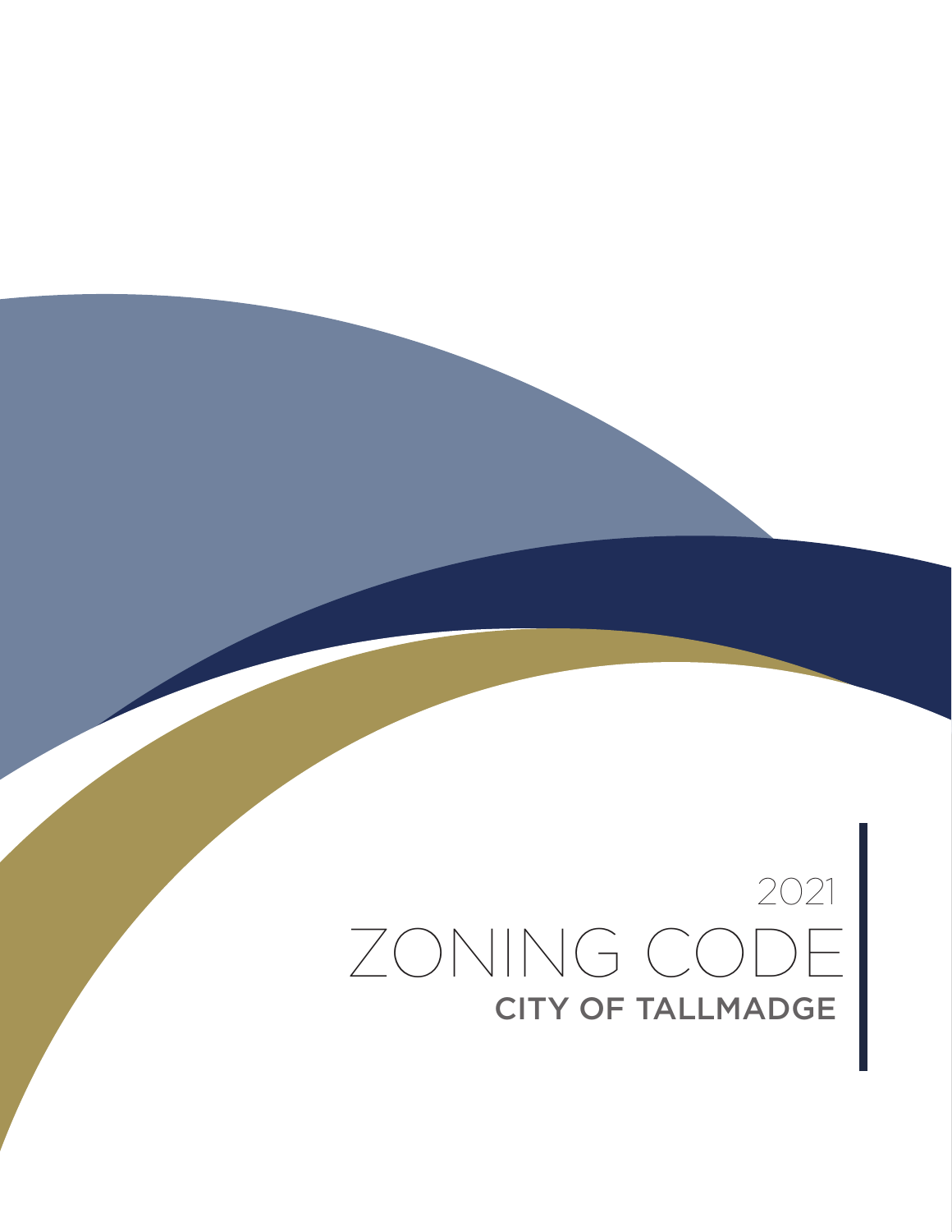2021

# ZONING CODE

## CITY OF TALLMADGE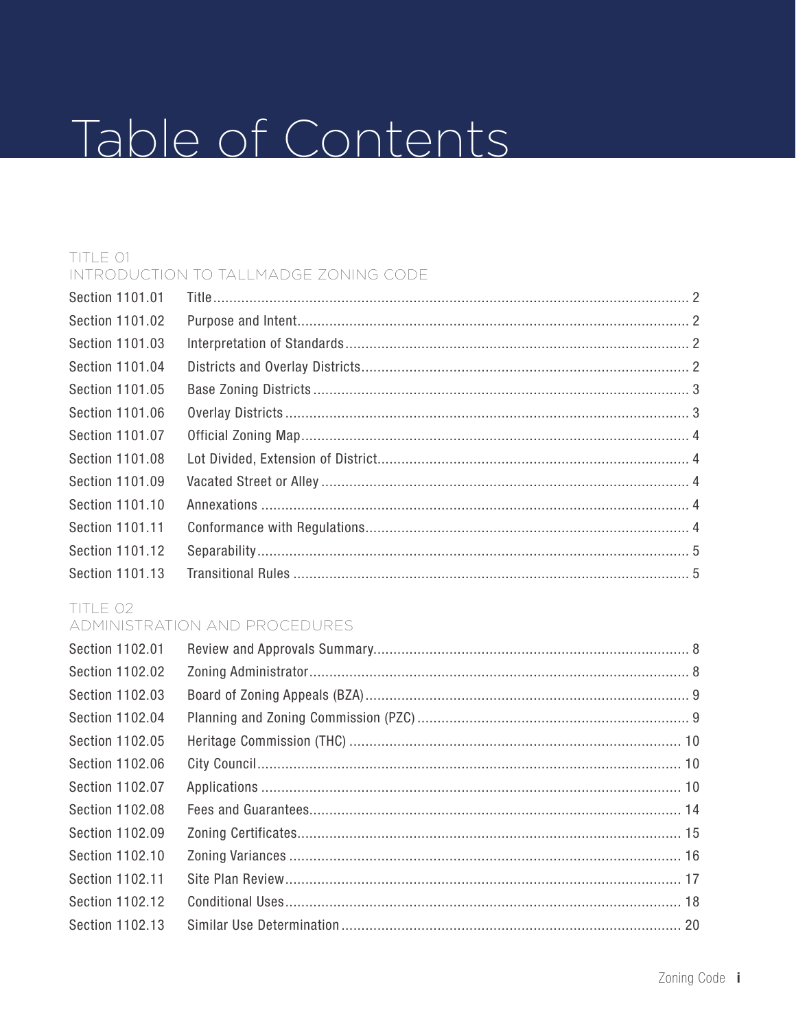# Table of Contents

## TITLE 01
## INTRODUCTION TO TALLMADGE ZONING CODE

| | | |
|---|---|---|
| Section 1101.01 | Title | 2 |
| Section 1101.02 | Purpose and Intent | 2 |
| Section 1101.03 | Interpretation of Standards | 2 |
| Section 1101.04 | Districts and Overlay Districts | 2 |
| Section 1101.05 | Base Zoning Districts | 3 |
| Section 1101.06 | Overlay Districts | 3 |
| Section 1101.07 | Official Zoning Map | 4 |
| Section 1101.08 | Lot Divided, Extension of District | 4 |
| Section 1101.09 | Vacated Street or Alley | 4 |
| Section 1101.10 | Annexations | 4 |
| Section 1101.11 | Conformance with Regulations | 4 |
| Section 1101.12 | Separability | 5 |
| Section 1101.13 | Transitional Rules | 5 |

## TITLE 02
## ADMINISTRATION AND PROCEDURES

| | | |
|---|---|---|
| Section 1102.01 | Review and Approvals Summary | 8 |
| Section 1102.02 | Zoning Administrator | 8 |
| Section 1102.03 | Board of Zoning Appeals (BZA) | 9 |
| Section 1102.04 | Planning and Zoning Commission (PZC) | 9 |
| Section 1102.05 | Heritage Commission (THC) | 10 |
| Section 1102.06 | City Council | 10 |
| Section 1102.07 | Applications | 10 |
| Section 1102.08 | Fees and Guarantees | 14 |
| Section 1102.09 | Zoning Certificates | 15 |
| Section 1102.10 | Zoning Variances | 16 |
| Section 1102.11 | Site Plan Review | 17 |
| Section 1102.12 | Conditional Uses | 18 |
| Section 1102.13 | Similar Use Determination | 20 |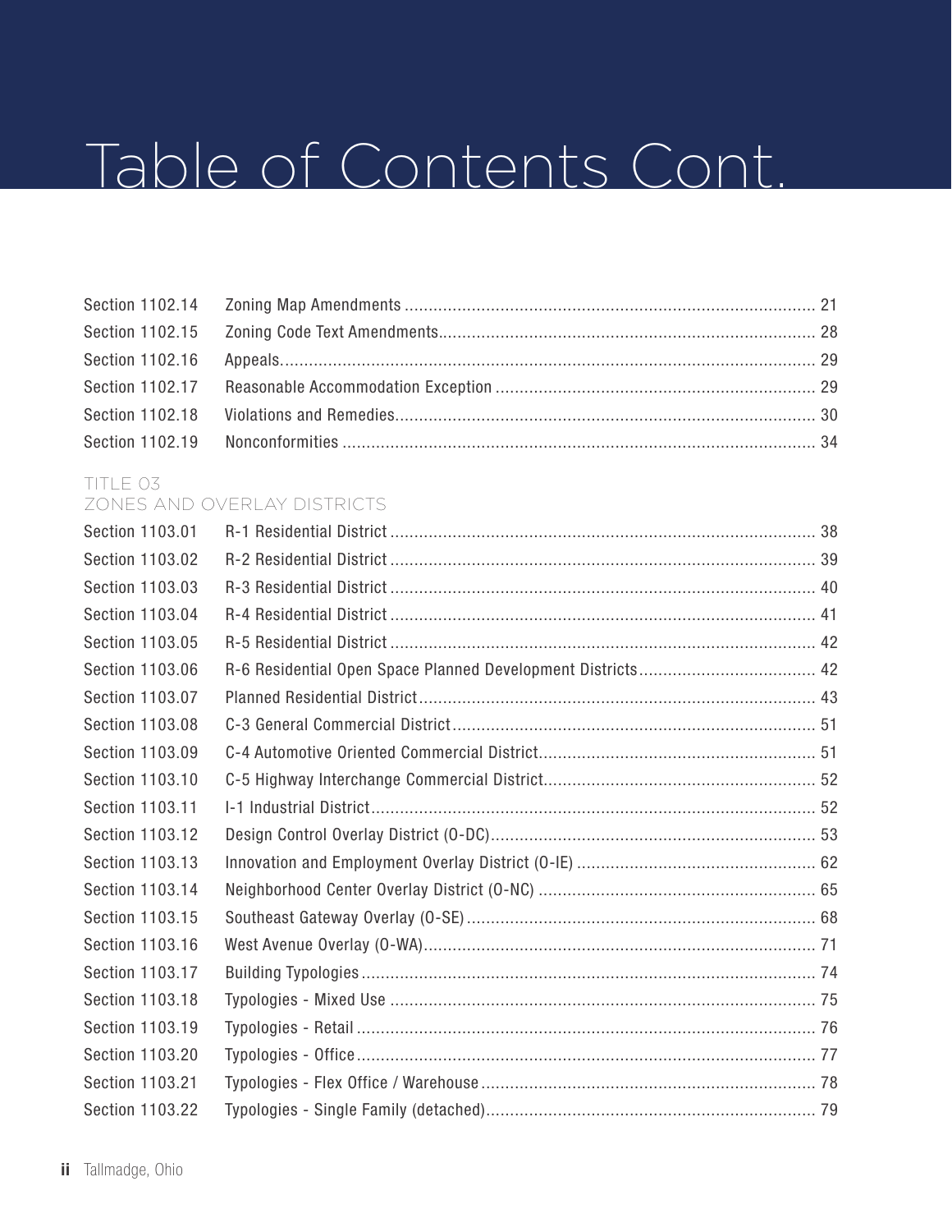# Table of Contents Cont.

| | | |
|---|---|---|
| Section 1102.14 | Zoning Map Amendments | 21 |
| Section 1102.15 | Zoning Code Text Amendments | 28 |
| Section 1102.16 | Appeals | 29 |
| Section 1102.17 | Reasonable Accommodation Exception | 29 |
| Section 1102.18 | Violations and Remedies | 30 |
| Section 1102.19 | Nonconformities | 34 |

## TITLE 03
## ZONES AND OVERLAY DISTRICTS

| | | |
|---|---|---|
| Section 1103.01 | R-1 Residential District | 38 |
| Section 1103.02 | R-2 Residential District | 39 |
| Section 1103.03 | R-3 Residential District | 40 |
| Section 1103.04 | R-4 Residential District | 41 |
| Section 1103.05 | R-5 Residential District | 42 |
| Section 1103.06 | R-6 Residential Open Space Planned Development Districts | 42 |
| Section 1103.07 | Planned Residential District | 43 |
| Section 1103.08 | C-3 General Commercial District | 51 |
| Section 1103.09 | C-4 Automotive Oriented Commercial District | 51 |
| Section 1103.10 | C-5 Highway Interchange Commercial District | 52 |
| Section 1103.11 | I-1 Industrial District | 52 |
| Section 1103.12 | Design Control Overlay District (O-DC) | 53 |
| Section 1103.13 | Innovation and Employment Overlay District (O-IE) | 62 |
| Section 1103.14 | Neighborhood Center Overlay District (O-NC) | 65 |
| Section 1103.15 | Southeast Gateway Overlay (O-SE) | 68 |
| Section 1103.16 | West Avenue Overlay (O-WA) | 71 |
| Section 1103.17 | Building Typologies | 74 |
| Section 1103.18 | Typologies - Mixed Use | 75 |
| Section 1103.19 | Typologies - Retail | 76 |
| Section 1103.20 | Typologies - Office | 77 |
| Section 1103.21 | Typologies - Flex Office / Warehouse | 78 |
| Section 1103.22 | Typologies - Single Family (detached) | 79 |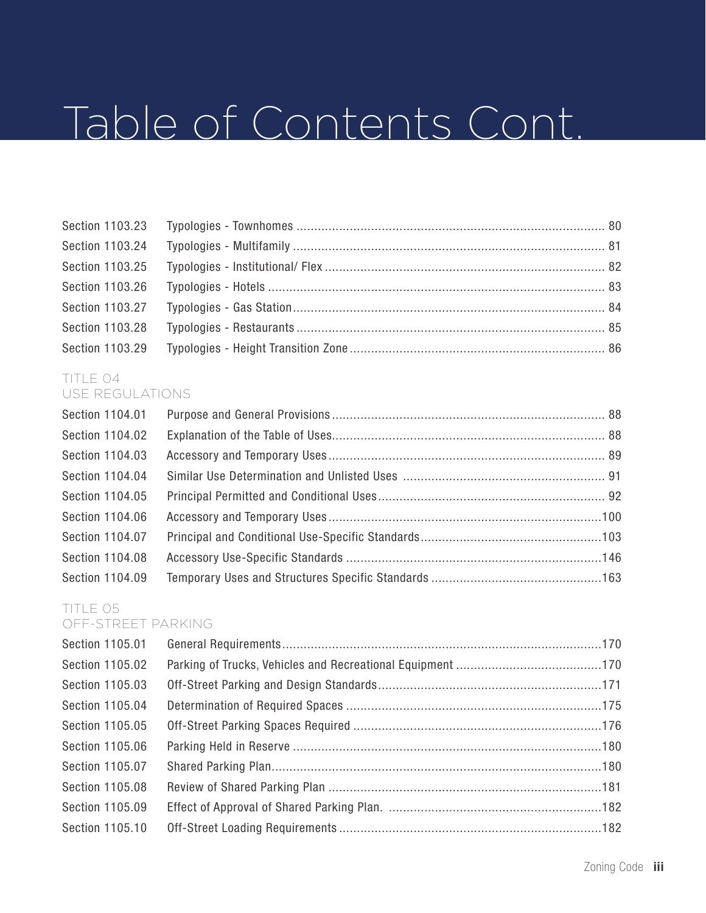# Table of Contents Cont.

| | | |
|---|---|---|
| Section 1103.23 | Typologies - Townhomes | 80 |
| Section 1103.24 | Typologies - Multifamily | 81 |
| Section 1103.25 | Typologies - Institutional/ Flex | 82 |
| Section 1103.26 | Typologies - Hotels | 83 |
| Section 1103.27 | Typologies - Gas Station | 84 |
| Section 1103.28 | Typologies - Restaurants | 85 |
| Section 1103.29 | Typologies - Height Transition Zone | 86 |

## TITLE 04
## USE REGULATIONS

| | | |
|---|---|---|
| Section 1104.01 | Purpose and General Provisions | 88 |
| Section 1104.02 | Explanation of the Table of Uses | 88 |
| Section 1104.03 | Accessory and Temporary Uses | 89 |
| Section 1104.04 | Similar Use Determination and Unlisted Uses | 91 |
| Section 1104.05 | Principal Permitted and Conditional Uses | 92 |
| Section 1104.06 | Accessory and Temporary Uses | 100 |
| Section 1104.07 | Principal and Conditional Use-Specific Standards | 103 |
| Section 1104.08 | Accessory Use-Specific Standards | 146 |
| Section 1104.09 | Temporary Uses and Structures Specific Standards | 163 |

## TITLE 05
## OFF-STREET PARKING

| | | |
|---|---|---|
| Section 1105.01 | General Requirements | 170 |
| Section 1105.02 | Parking of Trucks, Vehicles and Recreational Equipment | 170 |
| Section 1105.03 | Off-Street Parking and Design Standards | 171 |
| Section 1105.04 | Determination of Required Spaces | 175 |
| Section 1105.05 | Off-Street Parking Spaces Required | 176 |
| Section 1105.06 | Parking Held in Reserve | 180 |
| Section 1105.07 | Shared Parking Plan | 180 |
| Section 1105.08 | Review of Shared Parking Plan | 181 |
| Section 1105.09 | Effect of Approval of Shared Parking Plan. | 182 |
| Section 1105.10 | Off-Street Loading Requirements | 182 |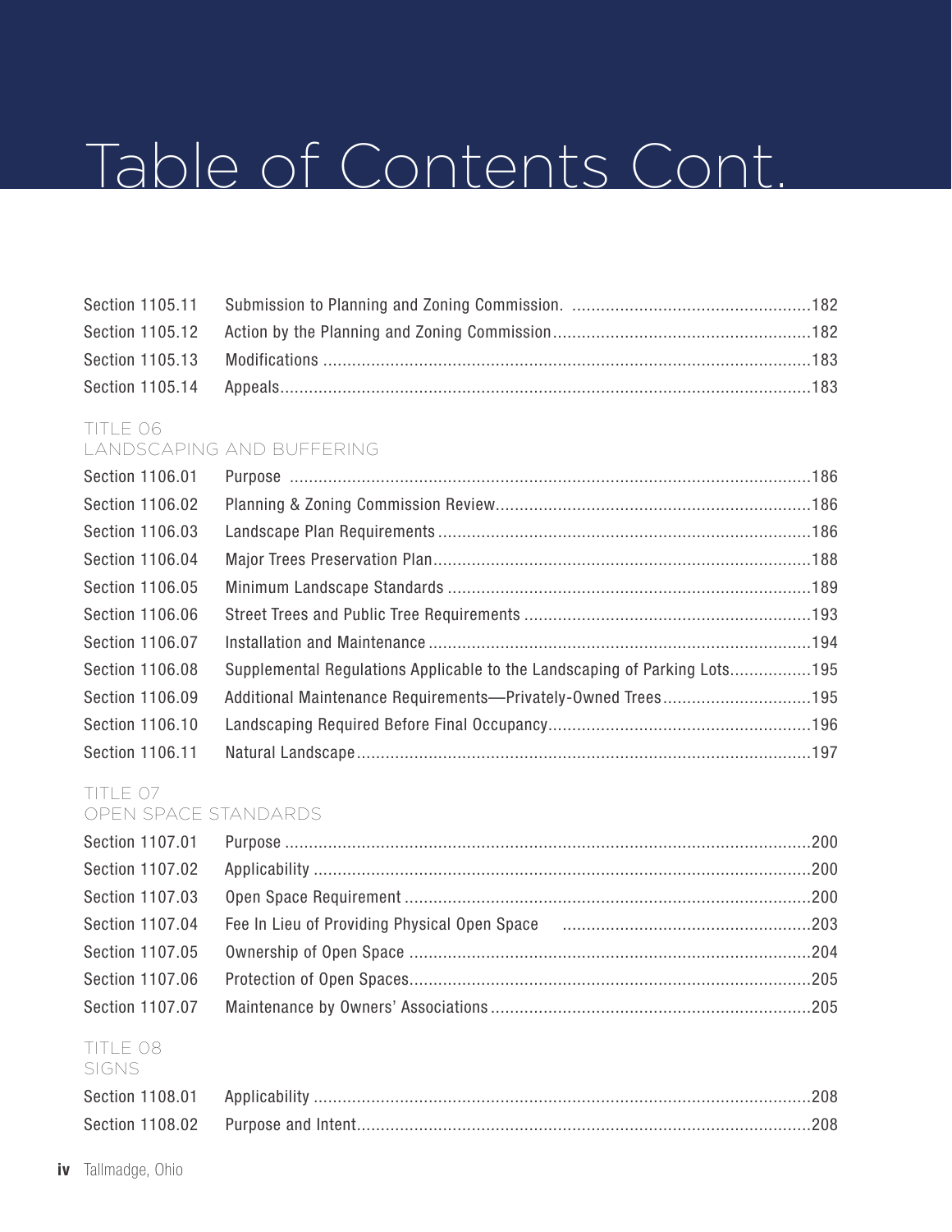# Table of Contents Cont.

| | | |
|---|---|---|
| Section 1105.11 | Submission to Planning and Zoning Commission. | 182 |
| Section 1105.12 | Action by the Planning and Zoning Commission | 182 |
| Section 1105.13 | Modifications | 183 |
| Section 1105.14 | Appeals | 183 |

## TITLE 06
## LANDSCAPING AND BUFFERING

| | | |
|---|---|---|
| Section 1106.01 | Purpose | 186 |
| Section 1106.02 | Planning & Zoning Commission Review | 186 |
| Section 1106.03 | Landscape Plan Requirements | 186 |
| Section 1106.04 | Major Trees Preservation Plan | 188 |
| Section 1106.05 | Minimum Landscape Standards | 189 |
| Section 1106.06 | Street Trees and Public Tree Requirements | 193 |
| Section 1106.07 | Installation and Maintenance | 194 |
| Section 1106.08 | Supplemental Regulations Applicable to the Landscaping of Parking Lots | 195 |
| Section 1106.09 | Additional Maintenance Requirements—Privately-Owned Trees | 195 |
| Section 1106.10 | Landscaping Required Before Final Occupancy | 196 |
| Section 1106.11 | Natural Landscape | 197 |

## TITLE 07
## OPEN SPACE STANDARDS

| | | |
|---|---|---|
| Section 1107.01 | Purpose | 200 |
| Section 1107.02 | Applicability | 200 |
| Section 1107.03 | Open Space Requirement | 200 |
| Section 1107.04 | Fee In Lieu of Providing Physical Open Space | 203 |
| Section 1107.05 | Ownership of Open Space | 204 |
| Section 1107.06 | Protection of Open Spaces | 205 |
| Section 1107.07 | Maintenance by Owners' Associations | 205 |

## TITLE 08
## SIGNS

| | | |
|---|---|---|
| Section 1108.01 | Applicability | 208 |
| Section 1108.02 | Purpose and Intent | 208 |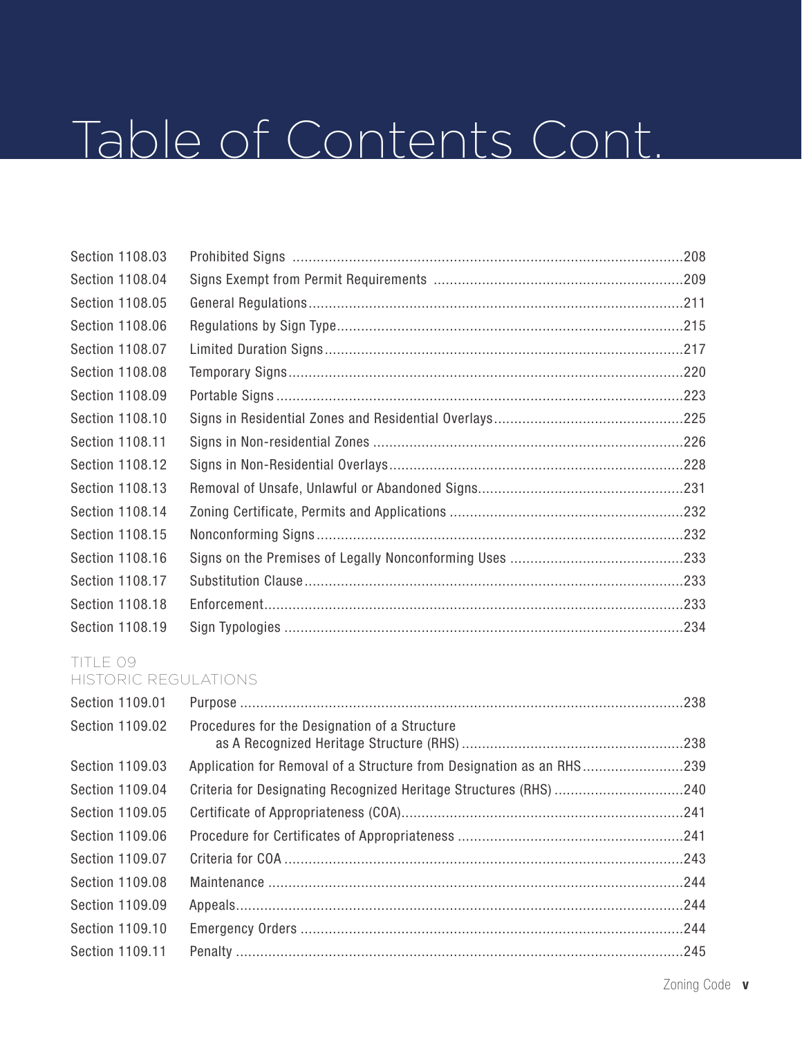# Table of Contents Cont.

| | | |
|---|---|---|
| Section 1108.03 | Prohibited Signs | 208 |
| Section 1108.04 | Signs Exempt from Permit Requirements | 209 |
| Section 1108.05 | General Regulations | 211 |
| Section 1108.06 | Regulations by Sign Type | 215 |
| Section 1108.07 | Limited Duration Signs | 217 |
| Section 1108.08 | Temporary Signs | 220 |
| Section 1108.09 | Portable Signs | 223 |
| Section 1108.10 | Signs in Residential Zones and Residential Overlays | 225 |
| Section 1108.11 | Signs in Non-residential Zones | 226 |
| Section 1108.12 | Signs in Non-Residential Overlays | 228 |
| Section 1108.13 | Removal of Unsafe, Unlawful or Abandoned Signs | 231 |
| Section 1108.14 | Zoning Certificate, Permits and Applications | 232 |
| Section 1108.15 | Nonconforming Signs | 232 |
| Section 1108.16 | Signs on the Premises of Legally Nonconforming Uses | 233 |
| Section 1108.17 | Substitution Clause | 233 |
| Section 1108.18 | Enforcement | 233 |
| Section 1108.19 | Sign Typologies | 234 |

## TITLE 09
## HISTORIC REGULATIONS

| | | |
|---|---|---|
| Section 1109.01 | Purpose | 238 |
| Section 1109.02 | Procedures for the Designation of a Structure as A Recognized Heritage Structure (RHS) | 238 |
| Section 1109.03 | Application for Removal of a Structure from Designation as an RHS | 239 |
| Section 1109.04 | Criteria for Designating Recognized Heritage Structures (RHS) | 240 |
| Section 1109.05 | Certificate of Appropriateness (COA) | 241 |
| Section 1109.06 | Procedure for Certificates of Appropriateness | 241 |
| Section 1109.07 | Criteria for COA | 243 |
| Section 1109.08 | Maintenance | 244 |
| Section 1109.09 | Appeals | 244 |
| Section 1109.10 | Emergency Orders | 244 |
| Section 1109.11 | Penalty | 245 |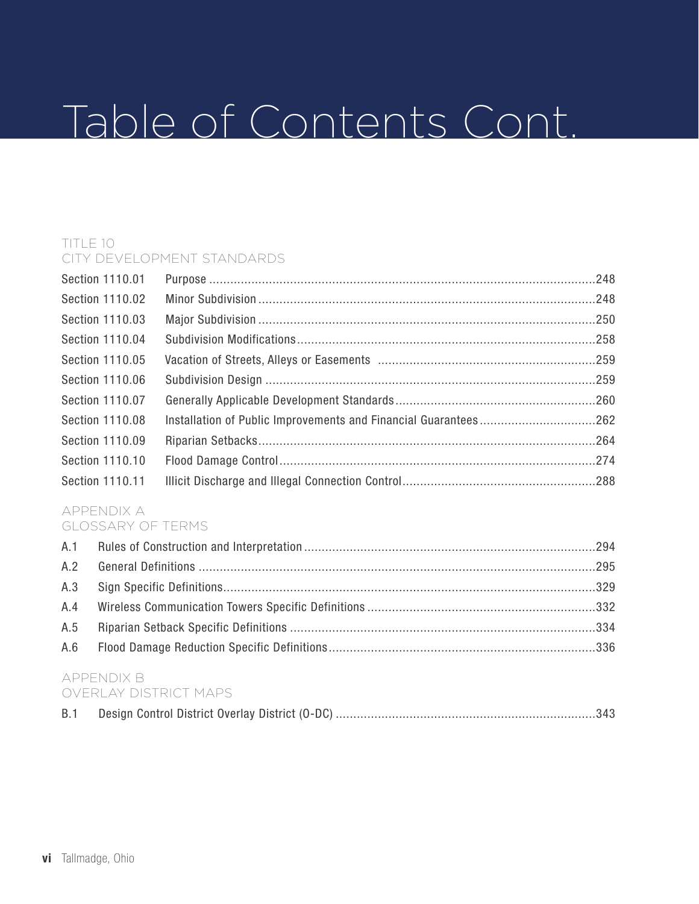# Table of Contents Cont.

## TITLE 10
## CITY DEVELOPMENT STANDARDS

| | | |
|---|---|---|
| Section 1110.01 | Purpose | 248 |
| Section 1110.02 | Minor Subdivision | 248 |
| Section 1110.03 | Major Subdivision | 250 |
| Section 1110.04 | Subdivision Modifications | 258 |
| Section 1110.05 | Vacation of Streets, Alleys or Easements | 259 |
| Section 1110.06 | Subdivision Design | 259 |
| Section 1110.07 | Generally Applicable Development Standards | 260 |
| Section 1110.08 | Installation of Public Improvements and Financial Guarantees | 262 |
| Section 1110.09 | Riparian Setbacks | 264 |
| Section 1110.10 | Flood Damage Control | 274 |
| Section 1110.11 | Illicit Discharge and Illegal Connection Control | 288 |

## APPENDIX A
## GLOSSARY OF TERMS

| | | |
|---|---|---|
| A.1 | Rules of Construction and Interpretation | 294 |
| A.2 | General Definitions | 295 |
| A.3 | Sign Specific Definitions | 329 |
| A.4 | Wireless Communication Towers Specific Definitions | 332 |
| A.5 | Riparian Setback Specific Definitions | 334 |
| A.6 | Flood Damage Reduction Specific Definitions | 336 |

## APPENDIX B
## OVERLAY DISTRICT MAPS

| | | |
|---|---|---|
| B.1 | Design Control District Overlay District (O-DC) | 343 |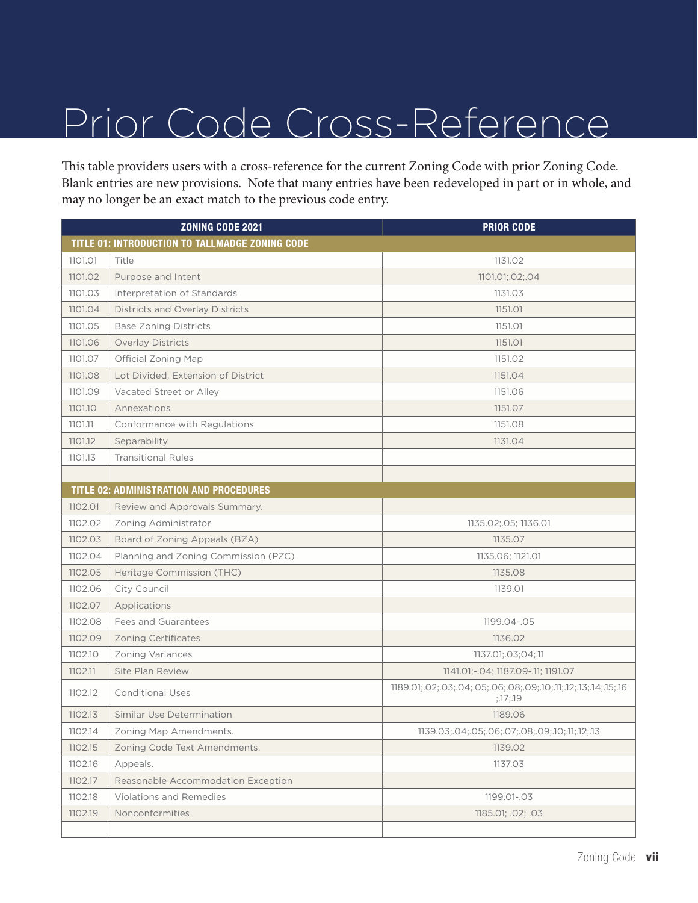# Prior Code Cross-Reference

This table providers users with a cross-reference for the current Zoning Code with prior Zoning Code. Blank entries are new provisions. Note that many entries have been redeveloped in part or in whole, and may no longer be an exact match to the previous code entry.

| ZONING CODE 2021 | | PRIOR CODE |
|---|---|---|
| **TITLE 01: INTRODUCTION TO TALLMADGE ZONING CODE** | | |
| 1101.01 | Title | 1131.02 |
| 1101.02 | Purpose and Intent | 1101.01;.02;.04 |
| 1101.03 | Interpretation of Standards | 1131.03 |
| 1101.04 | Districts and Overlay Districts | 1151.01 |
| 1101.05 | Base Zoning Districts | 1151.01 |
| 1101.06 | Overlay Districts | 1151.01 |
| 1101.07 | Official Zoning Map | 1151.02 |
| 1101.08 | Lot Divided, Extension of District | 1151.04 |
| 1101.09 | Vacated Street or Alley | 1151.06 |
| 1101.10 | Annexations | 1151.07 |
| 1101.11 | Conformance with Regulations | 1151.08 |
| 1101.12 | Separability | 1131.04 |
| 1101.13 | Transitional Rules | |
| | | |
| **TITLE 02: ADMINISTRATION AND PROCEDURES** | | |
| 1102.01 | Review and Approvals Summary. | |
| 1102.02 | Zoning Administrator | 1135.02;.05; 1136.01 |
| 1102.03 | Board of Zoning Appeals (BZA) | 1135.07 |
| 1102.04 | Planning and Zoning Commission (PZC) | 1135.06; 1121.01 |
| 1102.05 | Heritage Commission (THC) | 1135.08 |
| 1102.06 | City Council | 1139.01 |
| 1102.07 | Applications | |
| 1102.08 | Fees and Guarantees | 1199.04-.05 |
| 1102.09 | Zoning Certificates | 1136.02 |
| 1102.10 | Zoning Variances | 1137.01;.03;04;.11 |
| 1102.11 | Site Plan Review | 1141.01;-.04; 1187.09-.11; 1191.07 |
| 1102.12 | Conditional Uses | 1189.01;.02;.03;.04;.05;.06;.08;.09;.10;.11;.12;.13;.14;.15;.16 ;.17;.19 |
| 1102.13 | Similar Use Determination | 1189.06 |
| 1102.14 | Zoning Map Amendments. | 1139.03;.04;.05;.06;.07;.08;.09;.10;.11;.12;.13 |
| 1102.15 | Zoning Code Text Amendments. | 1139.02 |
| 1102.16 | Appeals. | 1137.03 |
| 1102.17 | Reasonable Accommodation Exception | |
| 1102.18 | Violations and Remedies | 1199.01-.03 |
| 1102.19 | Nonconformities | 1185.01; .02; .03 |
| | | |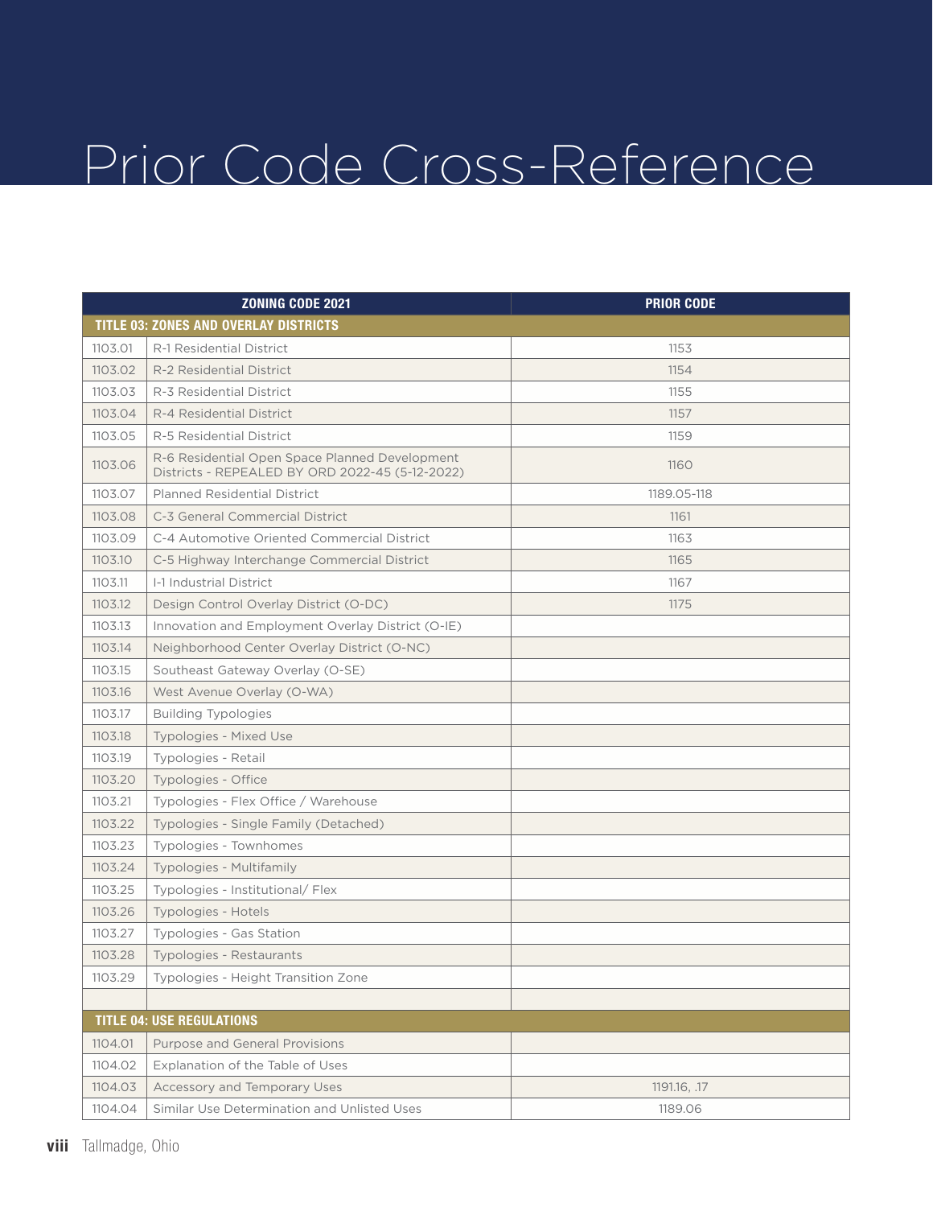# Prior Code Cross-Reference

| ZONING CODE 2021 | | PRIOR CODE |
|---|---|---|
| **TITLE 03: ZONES AND OVERLAY DISTRICTS** | | |
| 1103.01 | R-1 Residential District | 1153 |
| 1103.02 | R-2 Residential District | 1154 |
| 1103.03 | R-3 Residential District | 1155 |
| 1103.04 | R-4 Residential District | 1157 |
| 1103.05 | R-5 Residential District | 1159 |
| 1103.06 | R-6 Residential Open Space Planned Development Districts - REPEALED BY ORD 2022-45 (5-12-2022) | 1160 |
| 1103.07 | Planned Residential District | 1189.05-118 |
| 1103.08 | C-3 General Commercial District | 1161 |
| 1103.09 | C-4 Automotive Oriented Commercial District | 1163 |
| 1103.10 | C-5 Highway Interchange Commercial District | 1165 |
| 1103.11 | I-1 Industrial District | 1167 |
| 1103.12 | Design Control Overlay District (O-DC) | 1175 |
| 1103.13 | Innovation and Employment Overlay District (O-IE) | |
| 1103.14 | Neighborhood Center Overlay District (O-NC) | |
| 1103.15 | Southeast Gateway Overlay (O-SE) | |
| 1103.16 | West Avenue Overlay (O-WA) | |
| 1103.17 | Building Typologies | |
| 1103.18 | Typologies - Mixed Use | |
| 1103.19 | Typologies - Retail | |
| 1103.20 | Typologies - Office | |
| 1103.21 | Typologies - Flex Office / Warehouse | |
| 1103.22 | Typologies - Single Family (Detached) | |
| 1103.23 | Typologies - Townhomes | |
| 1103.24 | Typologies - Multifamily | |
| 1103.25 | Typologies - Institutional/ Flex | |
| 1103.26 | Typologies - Hotels | |
| 1103.27 | Typologies - Gas Station | |
| 1103.28 | Typologies - Restaurants | |
| 1103.29 | Typologies - Height Transition Zone | |
| | | |
| **TITLE 04: USE REGULATIONS** | | |
| 1104.01 | Purpose and General Provisions | |
| 1104.02 | Explanation of the Table of Uses | |
| 1104.03 | Accessory and Temporary Uses | 1191.16, .17 |
| 1104.04 | Similar Use Determination and Unlisted Uses | 1189.06 |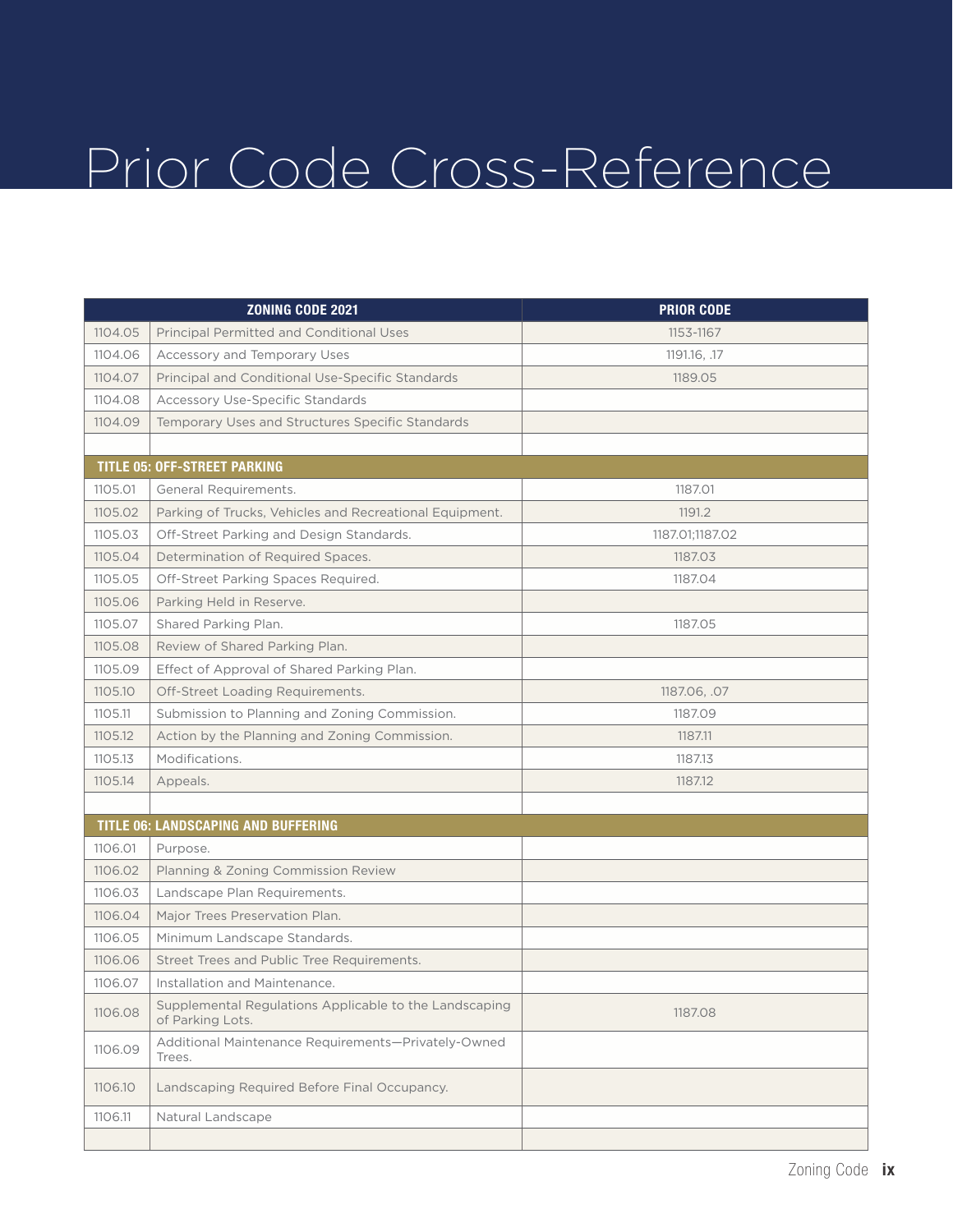# Prior Code Cross-Reference

| ZONING CODE 2021 | | PRIOR CODE |
|---|---|---|
| 1104.05 | Principal Permitted and Conditional Uses | 1153-1167 |
| 1104.06 | Accessory and Temporary Uses | 1191.16, .17 |
| 1104.07 | Principal and Conditional Use-Specific Standards | 1189.05 |
| 1104.08 | Accessory Use-Specific Standards | |
| 1104.09 | Temporary Uses and Structures Specific Standards | |
| | | |
| **TITLE 05: OFF-STREET PARKING** | | |
| 1105.01 | General Requirements. | 1187.01 |
| 1105.02 | Parking of Trucks, Vehicles and Recreational Equipment. | 1191.2 |
| 1105.03 | Off-Street Parking and Design Standards. | 1187.01;1187.02 |
| 1105.04 | Determination of Required Spaces. | 1187.03 |
| 1105.05 | Off-Street Parking Spaces Required. | 1187.04 |
| 1105.06 | Parking Held in Reserve. | |
| 1105.07 | Shared Parking Plan. | 1187.05 |
| 1105.08 | Review of Shared Parking Plan. | |
| 1105.09 | Effect of Approval of Shared Parking Plan. | |
| 1105.10 | Off-Street Loading Requirements. | 1187.06, .07 |
| 1105.11 | Submission to Planning and Zoning Commission. | 1187.09 |
| 1105.12 | Action by the Planning and Zoning Commission. | 1187.11 |
| 1105.13 | Modifications. | 1187.13 |
| 1105.14 | Appeals. | 1187.12 |
| | | |
| **TITLE 06: LANDSCAPING AND BUFFERING** | | |
| 1106.01 | Purpose. | |
| 1106.02 | Planning & Zoning Commission Review | |
| 1106.03 | Landscape Plan Requirements. | |
| 1106.04 | Major Trees Preservation Plan. | |
| 1106.05 | Minimum Landscape Standards. | |
| 1106.06 | Street Trees and Public Tree Requirements. | |
| 1106.07 | Installation and Maintenance. | |
| 1106.08 | Supplemental Regulations Applicable to the Landscaping of Parking Lots. | 1187.08 |
| 1106.09 | Additional Maintenance Requirements—Privately-Owned Trees. | |
| 1106.10 | Landscaping Required Before Final Occupancy. | |
| 1106.11 | Natural Landscape | |
| | | |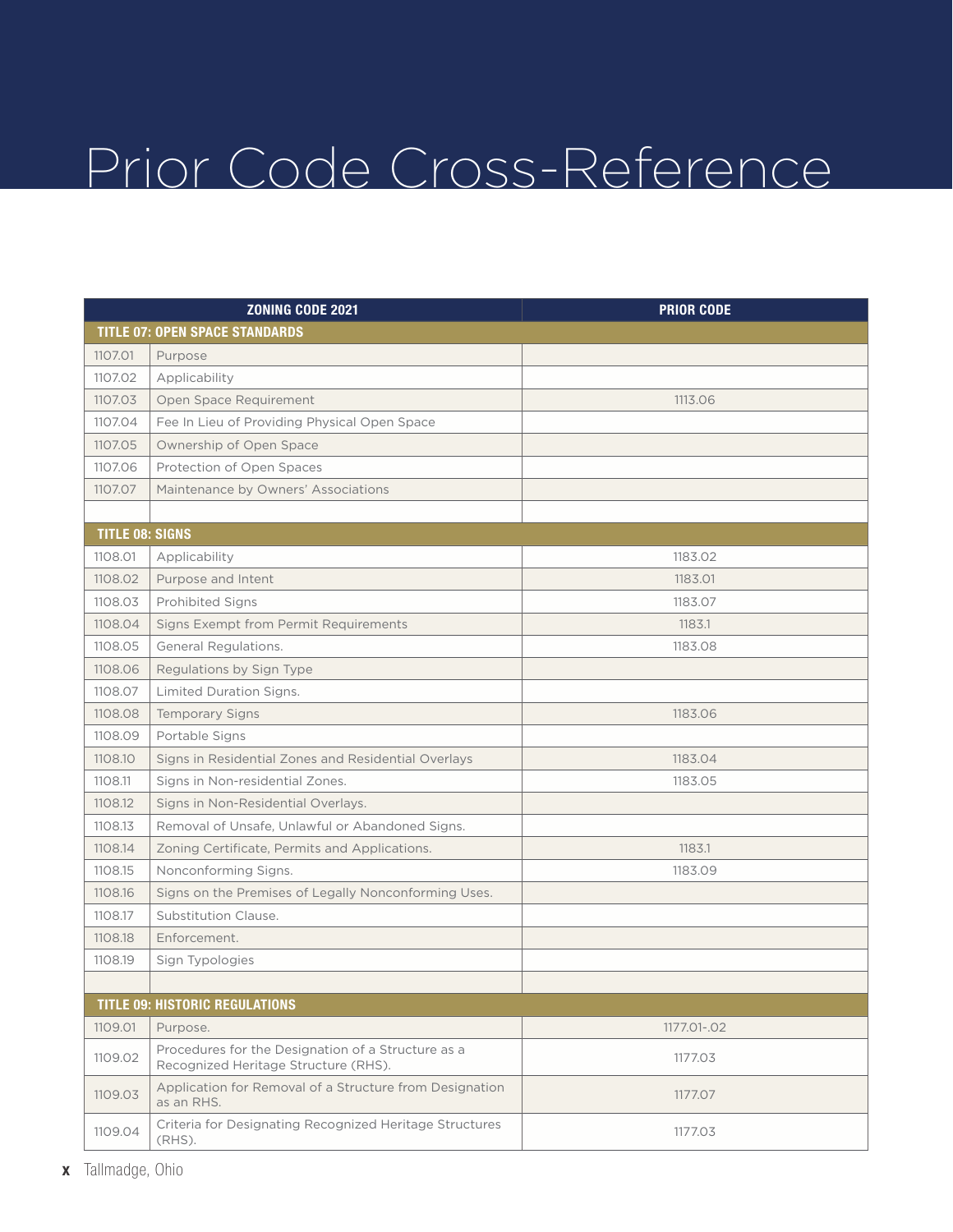# Prior Code Cross-Reference

| ZONING CODE 2021 | | PRIOR CODE |
|---|---|---|
| **TITLE 07: OPEN SPACE STANDARDS** | | |
| 1107.01 | Purpose | |
| 1107.02 | Applicability | |
| 1107.03 | Open Space Requirement | 1113.06 |
| 1107.04 | Fee In Lieu of Providing Physical Open Space | |
| 1107.05 | Ownership of Open Space | |
| 1107.06 | Protection of Open Spaces | |
| 1107.07 | Maintenance by Owners' Associations | |
| | | |
| **TITLE 08: SIGNS** | | |
| 1108.01 | Applicability | 1183.02 |
| 1108.02 | Purpose and Intent | 1183.01 |
| 1108.03 | Prohibited Signs | 1183.07 |
| 1108.04 | Signs Exempt from Permit Requirements | 1183.1 |
| 1108.05 | General Regulations. | 1183.08 |
| 1108.06 | Regulations by Sign Type | |
| 1108.07 | Limited Duration Signs. | |
| 1108.08 | Temporary Signs | 1183.06 |
| 1108.09 | Portable Signs | |
| 1108.10 | Signs in Residential Zones and Residential Overlays | 1183.04 |
| 1108.11 | Signs in Non-residential Zones. | 1183.05 |
| 1108.12 | Signs in Non-Residential Overlays. | |
| 1108.13 | Removal of Unsafe, Unlawful or Abandoned Signs. | |
| 1108.14 | Zoning Certificate, Permits and Applications. | 1183.1 |
| 1108.15 | Nonconforming Signs. | 1183.09 |
| 1108.16 | Signs on the Premises of Legally Nonconforming Uses. | |
| 1108.17 | Substitution Clause. | |
| 1108.18 | Enforcement. | |
| 1108.19 | Sign Typologies | |
| | | |
| **TITLE 09: HISTORIC REGULATIONS** | | |
| 1109.01 | Purpose. | 1177.01-.02 |
| 1109.02 | Procedures for the Designation of a Structure as a Recognized Heritage Structure (RHS). | 1177.03 |
| 1109.03 | Application for Removal of a Structure from Designation as an RHS. | 1177.07 |
| 1109.04 | Criteria for Designating Recognized Heritage Structures (RHS). | 1177.03 |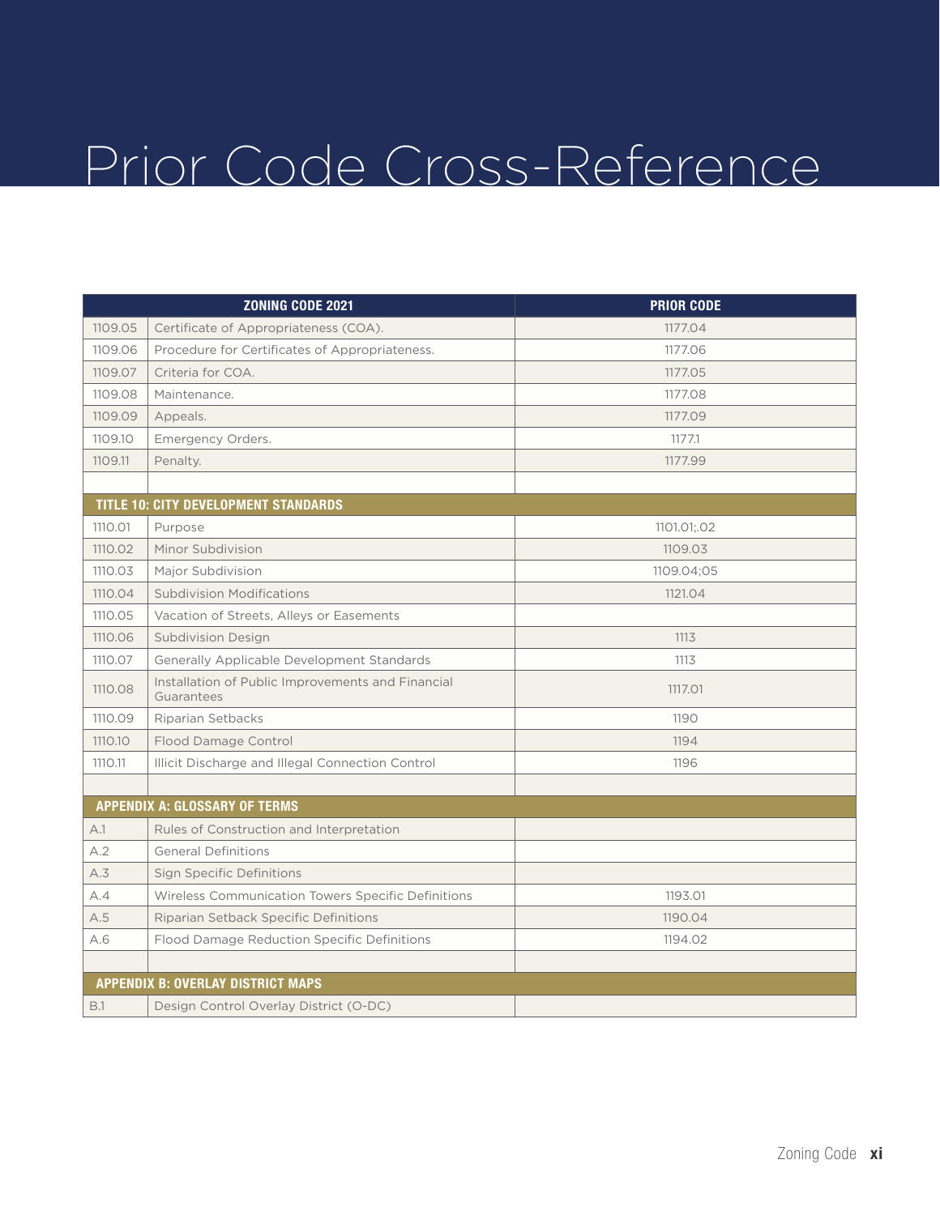# Prior Code Cross-Reference

| ZONING CODE 2021 | | PRIOR CODE |
|---|---|---|
| 1109.05 | Certificate of Appropriateness (COA). | 1177.04 |
| 1109.06 | Procedure for Certificates of Appropriateness. | 1177.06 |
| 1109.07 | Criteria for COA. | 1177.05 |
| 1109.08 | Maintenance. | 1177.08 |
| 1109.09 | Appeals. | 1177.09 |
| 1109.10 | Emergency Orders. | 1177.1 |
| 1109.11 | Penalty. | 1177.99 |
| | | |
| **TITLE 10: CITY DEVELOPMENT STANDARDS** | | |
| 1110.01 | Purpose | 1101.01;.02 |
| 1110.02 | Minor Subdivision | 1109.03 |
| 1110.03 | Major Subdivision | 1109.04;05 |
| 1110.04 | Subdivision Modifications | 1121.04 |
| 1110.05 | Vacation of Streets, Alleys or Easements | |
| 1110.06 | Subdivision Design | 1113 |
| 1110.07 | Generally Applicable Development Standards | 1113 |
| 1110.08 | Installation of Public Improvements and Financial Guarantees | 1117.01 |
| 1110.09 | Riparian Setbacks | 1190 |
| 1110.10 | Flood Damage Control | 1194 |
| 1110.11 | Illicit Discharge and Illegal Connection Control | 1196 |
| | | |
| **APPENDIX A: GLOSSARY OF TERMS** | | |
| A.1 | Rules of Construction and Interpretation | |
| A.2 | General Definitions | |
| A.3 | Sign Specific Definitions | |
| A.4 | Wireless Communication Towers Specific Definitions | 1193.01 |
| A.5 | Riparian Setback Specific Definitions | 1190.04 |
| A.6 | Flood Damage Reduction Specific Definitions | 1194.02 |
| | | |
| **APPENDIX B: OVERLAY DISTRICT MAPS** | | |
| B.1 | Design Control Overlay District (O-DC) | |